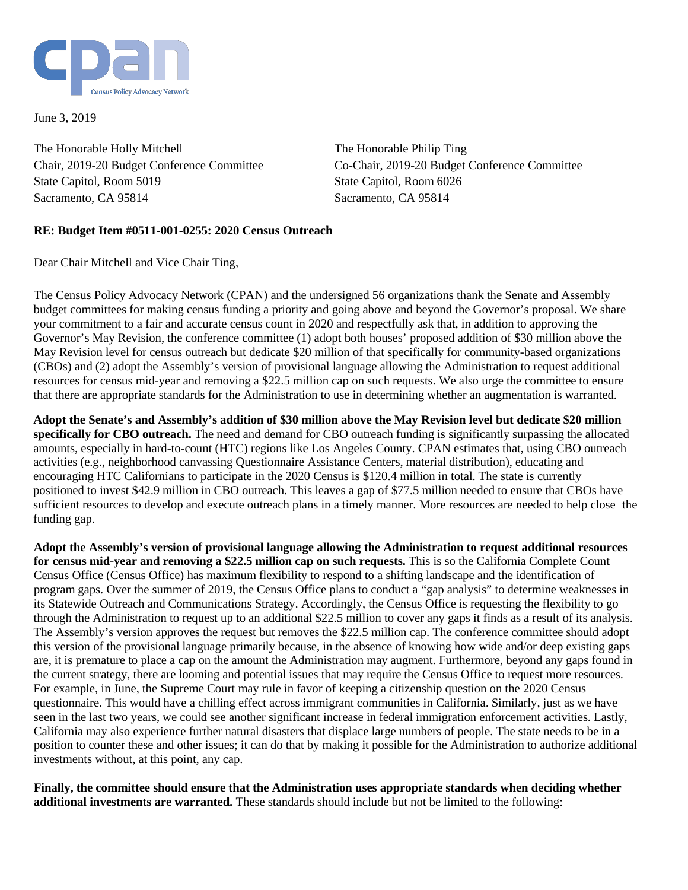cpan

Census Policy Advocacy Network

June 3, 2019

The Honorable Holly Mitchell
Chair, 2019-20 Budget Conference Committee
State Capitol, Room 5019
Sacramento, CA 95814

The Honorable Philip Ting
Co-Chair, 2019-20 Budget Conference Committee
State Capitol, Room 6026
Sacramento, CA 95814

**RE: Budget Item #0511-001-0255: 2020 Census Outreach**

Dear Chair Mitchell and Vice Chair Ting,

The Census Policy Advocacy Network (CPAN) and the undersigned 56 organizations thank the Senate and Assembly budget committees for making census funding a priority and going above and beyond the Governor's proposal. We share your commitment to a fair and accurate census count in 2020 and respectfully ask that, in addition to approving the Governor's May Revision, the conference committee (1) adopt both houses' proposed addition of $30 million above the May Revision level for census outreach but dedicate $20 million of that specifically for community-based organizations (CBOs) and (2) adopt the Assembly's version of provisional language allowing the Administration to request additional resources for census mid-year and removing a $22.5 million cap on such requests. We also urge the committee to ensure that there are appropriate standards for the Administration to use in determining whether an augmentation is warranted.

**Adopt the Senate's and Assembly's addition of $30 million above the May Revision level but dedicate $20 million specifically for CBO outreach.** The need and demand for CBO outreach funding is significantly surpassing the allocated amounts, especially in hard-to-count (HTC) regions like Los Angeles County. CPAN estimates that, using CBO outreach activities (e.g., neighborhood canvassing Questionnaire Assistance Centers, material distribution), educating and encouraging HTC Californians to participate in the 2020 Census is $120.4 million in total. The state is currently positioned to invest $42.9 million in CBO outreach. This leaves a gap of $77.5 million needed to ensure that CBOs have sufficient resources to develop and execute outreach plans in a timely manner. More resources are needed to help close the funding gap.

**Adopt the Assembly's version of provisional language allowing the Administration to request additional resources for census mid-year and removing a $22.5 million cap on such requests.** This is so the California Complete Count Census Office (Census Office) has maximum flexibility to respond to a shifting landscape and the identification of program gaps. Over the summer of 2019, the Census Office plans to conduct a "gap analysis" to determine weaknesses in its Statewide Outreach and Communications Strategy. Accordingly, the Census Office is requesting the flexibility to go through the Administration to request up to an additional $22.5 million to cover any gaps it finds as a result of its analysis. The Assembly's version approves the request but removes the $22.5 million cap. The conference committee should adopt this version of the provisional language primarily because, in the absence of knowing how wide and/or deep existing gaps are, it is premature to place a cap on the amount the Administration may augment. Furthermore, beyond any gaps found in the current strategy, there are looming and potential issues that may require the Census Office to request more resources. For example, in June, the Supreme Court may rule in favor of keeping a citizenship question on the 2020 Census questionnaire. This would have a chilling effect across immigrant communities in California. Similarly, just as we have seen in the last two years, we could see another significant increase in federal immigration enforcement activities. Lastly, California may also experience further natural disasters that displace large numbers of people. The state needs to be in a position to counter these and other issues; it can do that by making it possible for the Administration to authorize additional investments without, at this point, any cap.

**Finally, the committee should ensure that the Administration uses appropriate standards when deciding whether additional investments are warranted.** These standards should include but not be limited to the following: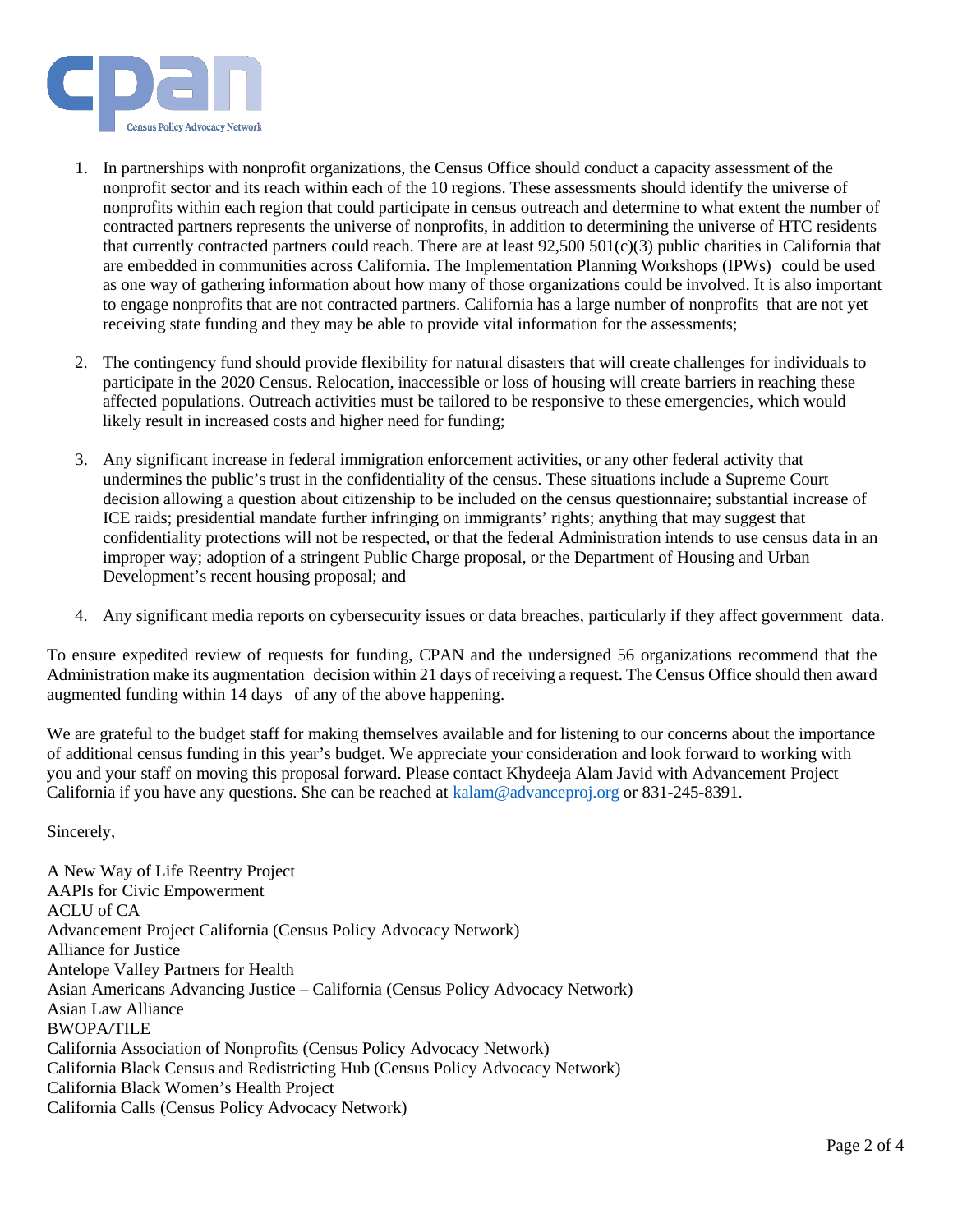1. In partnerships with nonprofit organizations, the Census Office should conduct a capacity assessment of the nonprofit sector and its reach within each of the 10 regions. These assessments should identify the universe of nonprofits within each region that could participate in census outreach and determine to what extent the number of contracted partners represents the universe of nonprofits, in addition to determining the universe of HTC residents that currently contracted partners could reach. There are at least 92,500 501(c)(3) public charities in California that are embedded in communities across California. The Implementation Planning Workshops (IPWs) could be used as one way of gathering information about how many of those organizations could be involved. It is also important to engage nonprofits that are not contracted partners. California has a large number of nonprofits that are not yet receiving state funding and they may be able to provide vital information for the assessments;

2. The contingency fund should provide flexibility for natural disasters that will create challenges for individuals to participate in the 2020 Census. Relocation, inaccessible or loss of housing will create barriers in reaching these affected populations. Outreach activities must be tailored to be responsive to these emergencies, which would likely result in increased costs and higher need for funding;

3. Any significant increase in federal immigration enforcement activities, or any other federal activity that undermines the public's trust in the confidentiality of the census. These situations include a Supreme Court decision allowing a question about citizenship to be included on the census questionnaire; substantial increase of ICE raids; presidential mandate further infringing on immigrants' rights; anything that may suggest that confidentiality protections will not be respected, or that the federal Administration intends to use census data in an improper way; adoption of a stringent Public Charge proposal, or the Department of Housing and Urban Development's recent housing proposal; and

4. Any significant media reports on cybersecurity issues or data breaches, particularly if they affect government data.

To ensure expedited review of requests for funding, CPAN and the undersigned 56 organizations recommend that the Administration make its augmentation decision within 21 days of receiving a request. The Census Office should then award augmented funding within 14 days of any of the above happening.

We are grateful to the budget staff for making themselves available and for listening to our concerns about the importance of additional census funding in this year's budget. We appreciate your consideration and look forward to working with you and your staff on moving this proposal forward. Please contact Khydeeja Alam Javid with Advancement Project California if you have any questions. She can be reached at kalam@advanceproj.org or 831-245-8391.

Sincerely,

A New Way of Life Reentry Project
AAPIs for Civic Empowerment
ACLU of CA
Advancement Project California (Census Policy Advocacy Network)
Alliance for Justice
Antelope Valley Partners for Health
Asian Americans Advancing Justice – California (Census Policy Advocacy Network)
Asian Law Alliance
BWOPA/TILE
California Association of Nonprofits (Census Policy Advocacy Network)
California Black Census and Redistricting Hub (Census Policy Advocacy Network)
California Black Women's Health Project
California Calls (Census Policy Advocacy Network)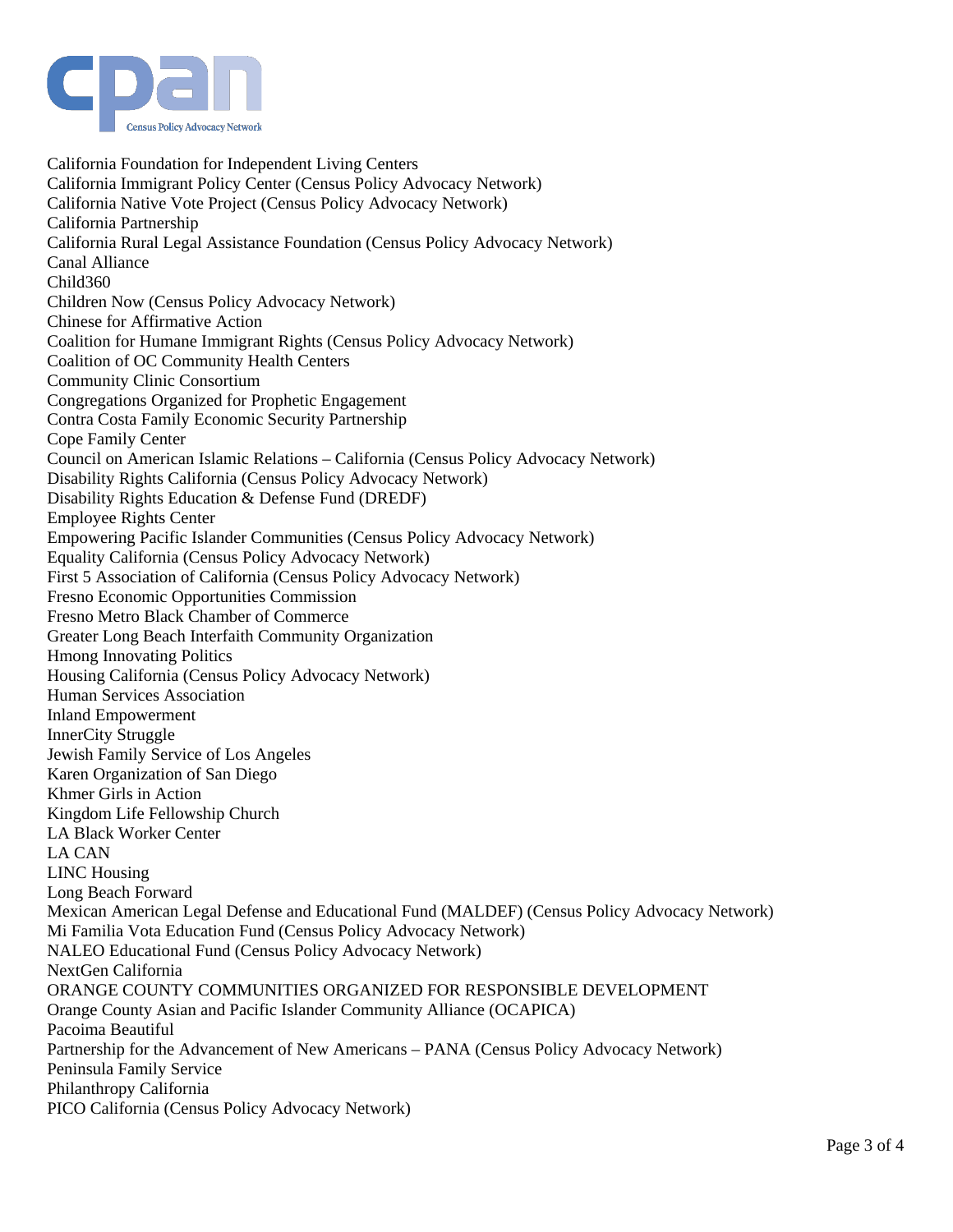California Foundation for Independent Living Centers
California Immigrant Policy Center (Census Policy Advocacy Network)
California Native Vote Project (Census Policy Advocacy Network)
California Partnership
California Rural Legal Assistance Foundation (Census Policy Advocacy Network)
Canal Alliance
Child360
Children Now (Census Policy Advocacy Network)
Chinese for Affirmative Action
Coalition for Humane Immigrant Rights (Census Policy Advocacy Network)
Coalition of OC Community Health Centers
Community Clinic Consortium
Congregations Organized for Prophetic Engagement
Contra Costa Family Economic Security Partnership
Cope Family Center
Council on American Islamic Relations – California (Census Policy Advocacy Network)
Disability Rights California (Census Policy Advocacy Network)
Disability Rights Education & Defense Fund (DREDF)
Employee Rights Center
Empowering Pacific Islander Communities (Census Policy Advocacy Network)
Equality California (Census Policy Advocacy Network)
First 5 Association of California (Census Policy Advocacy Network)
Fresno Economic Opportunities Commission
Fresno Metro Black Chamber of Commerce
Greater Long Beach Interfaith Community Organization
Hmong Innovating Politics
Housing California (Census Policy Advocacy Network)
Human Services Association
Inland Empowerment
InnerCity Struggle
Jewish Family Service of Los Angeles
Karen Organization of San Diego
Khmer Girls in Action
Kingdom Life Fellowship Church
LA Black Worker Center
LA CAN
LINC Housing
Long Beach Forward
Mexican American Legal Defense and Educational Fund (MALDEF) (Census Policy Advocacy Network)
Mi Familia Vota Education Fund (Census Policy Advocacy Network)
NALEO Educational Fund (Census Policy Advocacy Network)
NextGen California
ORANGE COUNTY COMMUNITIES ORGANIZED FOR RESPONSIBLE DEVELOPMENT
Orange County Asian and Pacific Islander Community Alliance (OCAPICA)
Pacoima Beautiful
Partnership for the Advancement of New Americans – PANA (Census Policy Advocacy Network)
Peninsula Family Service
Philanthropy California
PICO California (Census Policy Advocacy Network)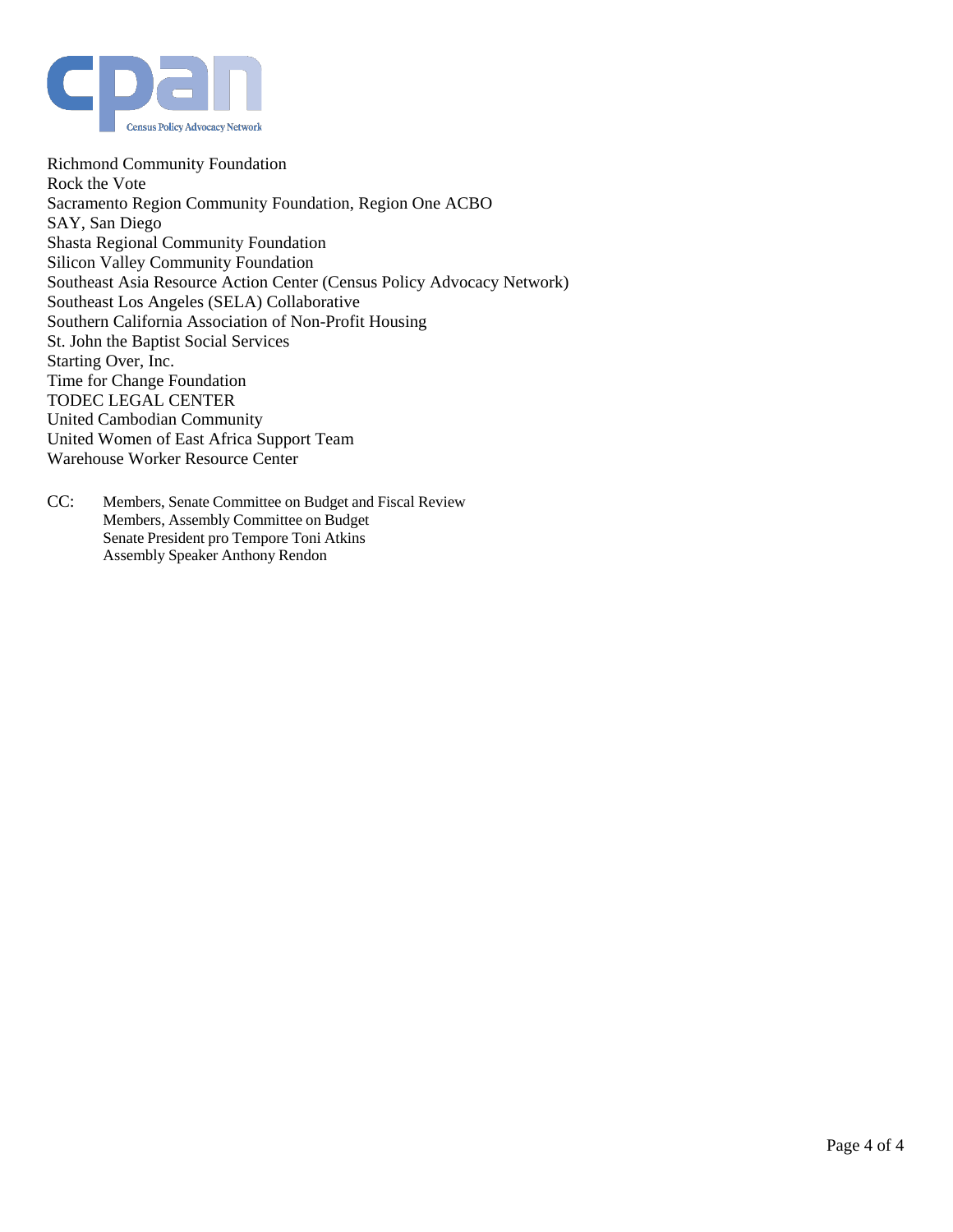Richmond Community Foundation
Rock the Vote
Sacramento Region Community Foundation, Region One ACBO
SAY, San Diego
Shasta Regional Community Foundation
Silicon Valley Community Foundation
Southeast Asia Resource Action Center (Census Policy Advocacy Network)
Southeast Los Angeles (SELA) Collaborative
Southern California Association of Non-Profit Housing
St. John the Baptist Social Services
Starting Over, Inc.
Time for Change Foundation
TODEC LEGAL CENTER
United Cambodian Community
United Women of East Africa Support Team
Warehouse Worker Resource Center

CC: Members, Senate Committee on Budget and Fiscal Review
Members, Assembly Committee on Budget
Senate President pro Tempore Toni Atkins
Assembly Speaker Anthony Rendon